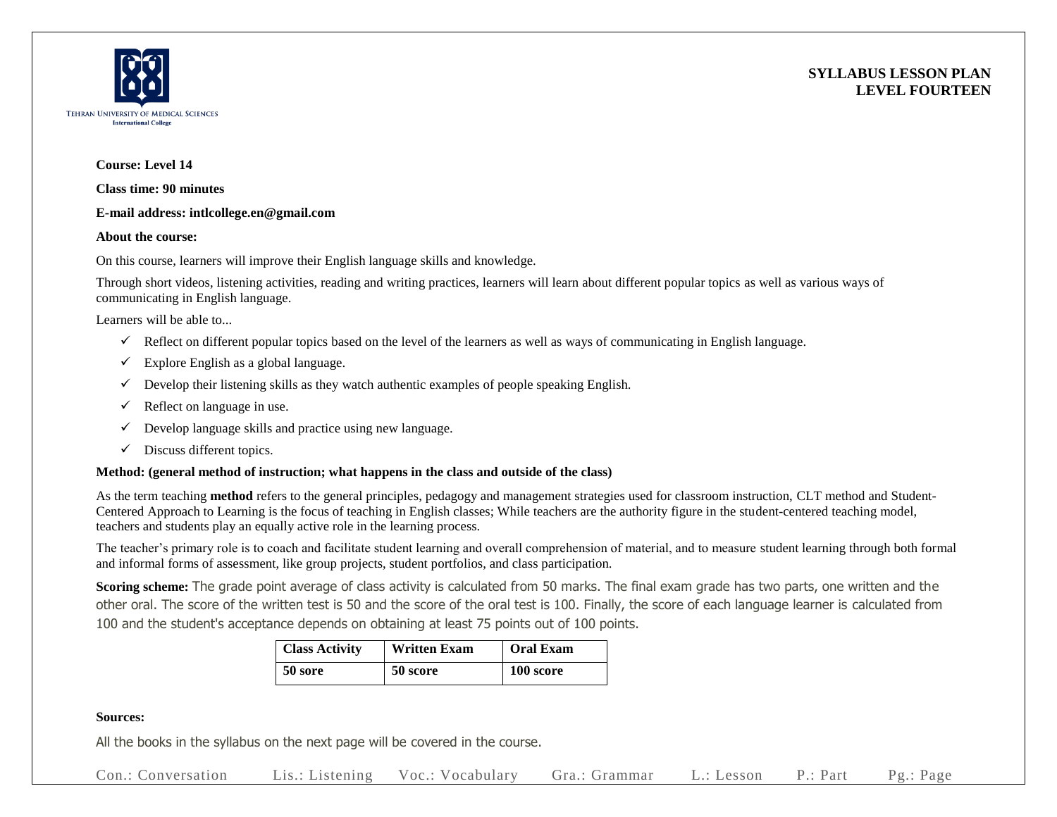TEHRAN UNIVERSITY OF MEDICAL SCIENCES
International College

**SYLLABUS LESSON PLAN**
**LEVEL FOURTEEN**

**Course: Level 14**

**Class time: 90 minutes**

**E-mail address: intlcollege.en@gmail.com**

**About the course:**

On this course, learners will improve their English language skills and knowledge.

Through short videos, listening activities, reading and writing practices, learners will learn about different popular topics as well as various ways of communicating in English language.

Learners will be able to...

- ✓ Reflect on different popular topics based on the level of the learners as well as ways of communicating in English language.
- ✓ Explore English as a global language.
- ✓ Develop their listening skills as they watch authentic examples of people speaking English.
- ✓ Reflect on language in use.
- ✓ Develop language skills and practice using new language.
- ✓ Discuss different topics.

**Method: (general method of instruction; what happens in the class and outside of the class)**

As the term teaching **method** refers to the general principles, pedagogy and management strategies used for classroom instruction, CLT method and Student-Centered Approach to Learning is the focus of teaching in English classes; While teachers are the authority figure in the student-centered teaching model, teachers and students play an equally active role in the learning process.

The teacher's primary role is to coach and facilitate student learning and overall comprehension of material, and to measure student learning through both formal and informal forms of assessment, like group projects, student portfolios, and class participation.

**Scoring scheme:** The grade point average of class activity is calculated from 50 marks. The final exam grade has two parts, one written and the other oral. The score of the written test is 50 and the score of the oral test is 100. Finally, the score of each language learner is calculated from 100 and the student's acceptance depends on obtaining at least 75 points out of 100 points.

| Class Activity | Written Exam | Oral Exam |
|---|---|---|
| 50 sore | 50 score | 100 score |

**Sources:**

All the books in the syllabus on the next page will be covered in the course.

Con.: Conversation  Lis.: Listening  Voc.: Vocabulary  Gra.: Grammar  L.: Lesson  P.: Part  Pg.: Page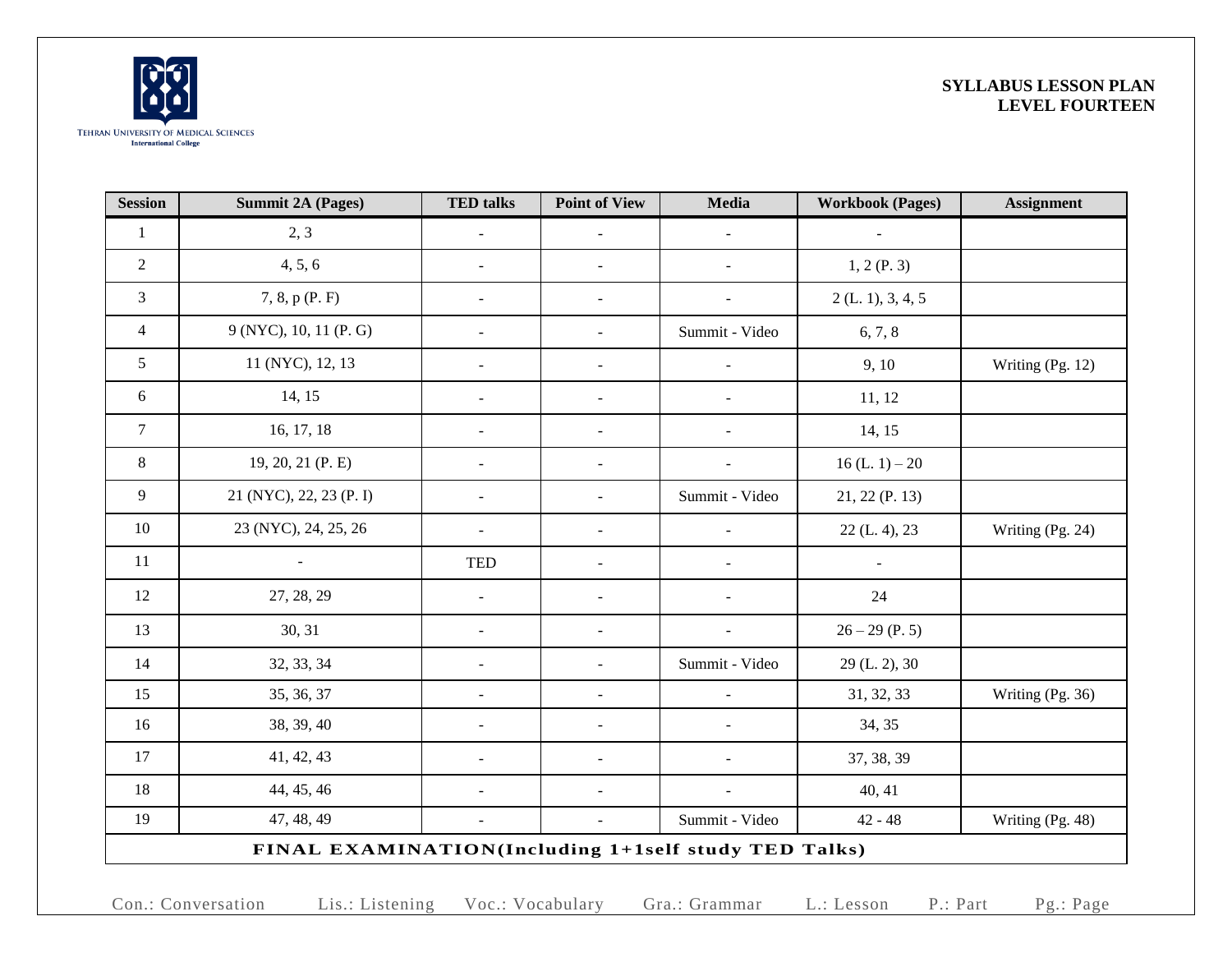TEHRAN UNIVERSITY OF MEDICAL SCIENCES
International College

**SYLLABUS LESSON PLAN**
**LEVEL FOURTEEN**

| Session | Summit 2A (Pages) | TED talks | Point of View | Media | Workbook (Pages) | Assignment |
|---|---|---|---|---|---|---|
| 1 | 2, 3 | - | - | - | - | |
| 2 | 4, 5, 6 | - | - | - | 1, 2 (P. 3) | |
| 3 | 7, 8, p (P. F) | - | - | - | 2 (L. 1), 3, 4, 5 | |
| 4 | 9 (NYC), 10, 11 (P. G) | - | - | Summit - Video | 6, 7, 8 | |
| 5 | 11 (NYC), 12, 13 | - | - | - | 9, 10 | Writing (Pg. 12) |
| 6 | 14, 15 | - | - | - | 11, 12 | |
| 7 | 16, 17, 18 | - | - | - | 14, 15 | |
| 8 | 19, 20, 21 (P. E) | - | - | - | 16 (L. 1) – 20 | |
| 9 | 21 (NYC), 22, 23 (P. I) | - | - | Summit - Video | 21, 22 (P. 13) | |
| 10 | 23 (NYC), 24, 25, 26 | - | - | - | 22 (L. 4), 23 | Writing (Pg. 24) |
| 11 | - | TED | - | - | - | |
| 12 | 27, 28, 29 | - | - | - | 24 | |
| 13 | 30, 31 | - | - | - | 26 – 29 (P. 5) | |
| 14 | 32, 33, 34 | - | - | Summit - Video | 29 (L. 2), 30 | |
| 15 | 35, 36, 37 | - | - | - | 31, 32, 33 | Writing (Pg. 36) |
| 16 | 38, 39, 40 | - | - | - | 34, 35 | |
| 17 | 41, 42, 43 | - | - | - | 37, 38, 39 | |
| 18 | 44, 45, 46 | - | - | - | 40, 41 | |
| 19 | 47, 48, 49 | - | - | Summit - Video | 42 - 48 | Writing (Pg. 48) |
| **FINAL EXAMINATION(Including 1+1self study TED Talks)** | | | | | | |

Con.: Conversation  Lis.: Listening  Voc.: Vocabulary  Gra.: Grammar  L.: Lesson  P.: Part  Pg.: Page